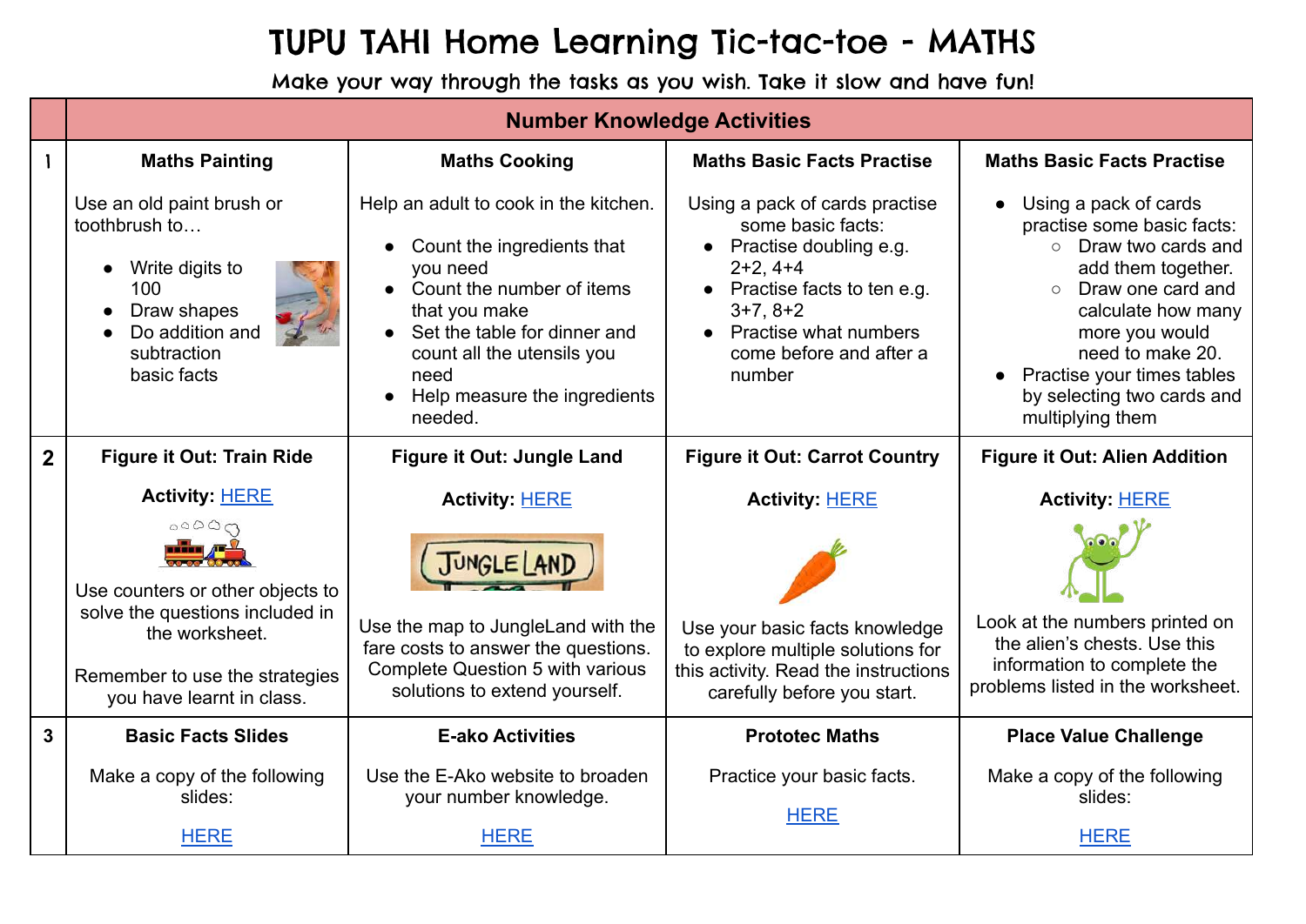# TUPU TAHI Home Learning Tic-tac-toe - MATHS

Make your way through the tasks as you wish. Take it slow and have fun!

| | Number Knowledge Activities | | | |
|---|---|---|---|---|
| 1 | **Maths Painting**<br><br>Use an old paint brush or toothbrush to…<br>• Write digits to 100<br>• Draw shapes<br>• Do addition and subtraction basic facts | **Maths Cooking**<br><br>Help an adult to cook in the kitchen.<br>• Count the ingredients that you need<br>• Count the number of items that you make<br>• Set the table for dinner and count all the utensils you need<br>• Help measure the ingredients needed. | **Maths Basic Facts Practise**<br><br>Using a pack of cards practise some basic facts:<br>• Practise doubling e.g. 2+2, 4+4<br>• Practise facts to ten e.g. 3+7, 8+2<br>• Practise what numbers come before and after a number | **Maths Basic Facts Practise**<br><br>• Using a pack of cards practise some basic facts:<br>  ○ Draw two cards and add them together.<br>  ○ Draw one card and calculate how many more you would need to make 20.<br>• Practise your times tables by selecting two cards and multiplying them |
| 2 | **Figure it Out: Train Ride**<br><br>**Activity:** HERE<br><br>Use counters or other objects to solve the questions included in the worksheet.<br><br>Remember to use the strategies you have learnt in class. | **Figure it Out: Jungle Land**<br><br>**Activity:** HERE<br><br>Use the map to JungleLand with the fare costs to answer the questions. Complete Question 5 with various solutions to extend yourself. | **Figure it Out: Carrot Country**<br><br>**Activity:** HERE<br><br>Use your basic facts knowledge to explore multiple solutions for this activity. Read the instructions carefully before you start. | **Figure it Out: Alien Addition**<br><br>**Activity:** HERE<br><br>Look at the numbers printed on the alien's chests. Use this information to complete the problems listed in the worksheet. |
| 3 | **Basic Facts Slides**<br><br>Make a copy of the following slides:<br><br>HERE | **E-ako Activities**<br><br>Use the E-Ako website to broaden your number knowledge.<br><br>HERE | **Prototec Maths**<br><br>Practice your basic facts.<br><br>HERE | **Place Value Challenge**<br><br>Make a copy of the following slides:<br><br>HERE |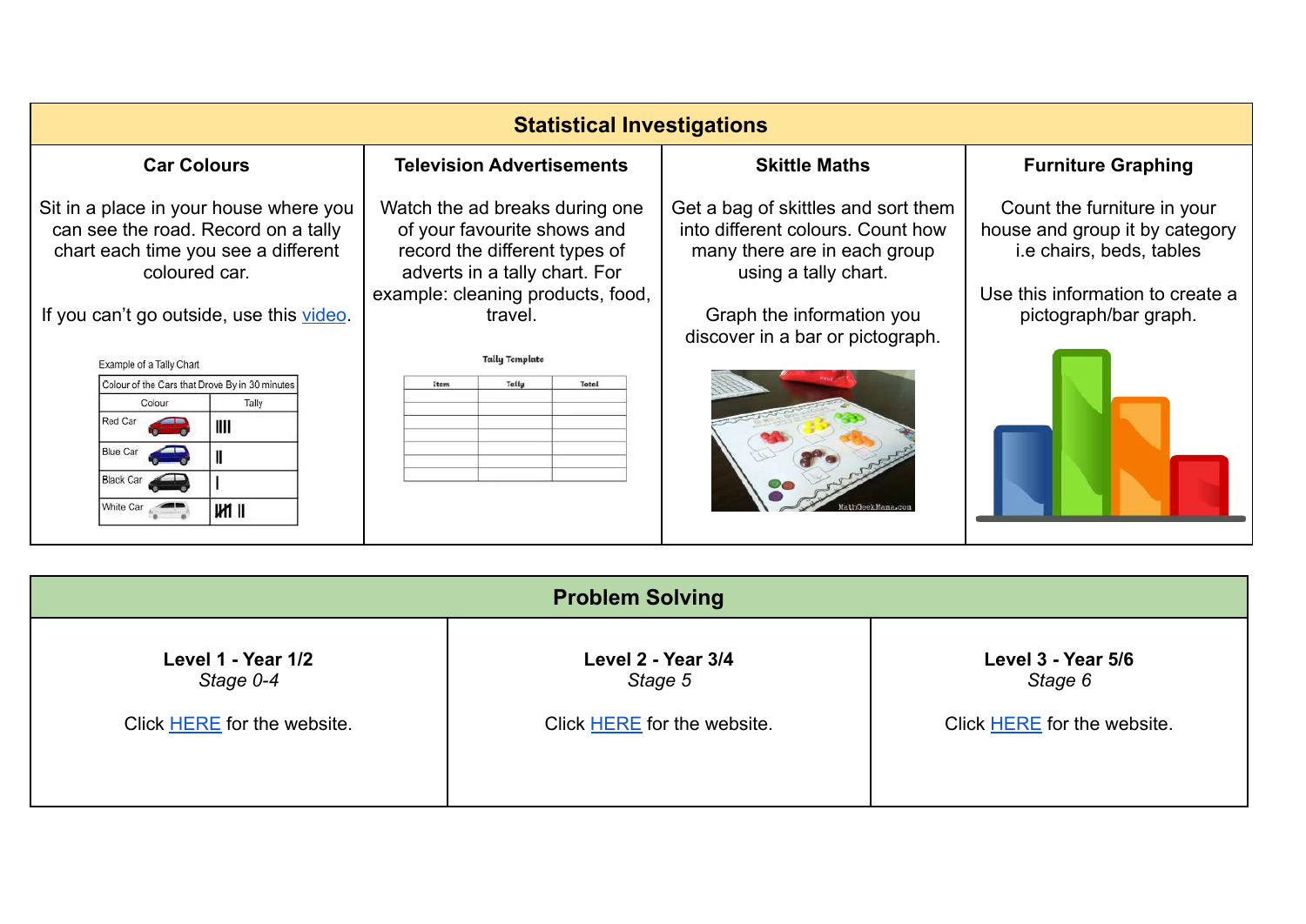## Statistical Investigations

| Car Colours | Television Advertisements | Skittle Maths | Furniture Graphing |
| --- | --- | --- | --- |
| Sit in a place in your house where you can see the road. Record on a tally chart each time you see a different coloured car.<br><br>If you can't go outside, use this video. | Watch the ad breaks during one of your favourite shows and record the different types of adverts in a tally chart. For example: cleaning products, food, travel. | Get a bag of skittles and sort them into different colours. Count how many there are in each group using a tally chart.<br><br>Graph the information you discover in a bar or pictograph. | Count the furniture in your house and group it by category i.e chairs, beds, tables<br><br>Use this information to create a pictograph/bar graph. |

Example of a Tally Chart

| Colour of the Cars that Drove By in 30 minutes | |
| --- | --- |
| Colour | Tally |
| Red Car | IIII |
| Blue Car | II |
| Black Car | I |
| White Car | ~~IIII~~ II |

Tally Template

| Item | Tally | Total |
| --- | --- | --- |
| | | |
| | | |
| | | |
| | | |
| | | |
| | | |
| | | |

## Problem Solving

| Level 1 - Year 1/2 | Level 2 - Year 3/4 | Level 3 - Year 5/6 |
| --- | --- | --- |
| *Stage 0-4* | *Stage 5* | *Stage 6* |
| Click HERE for the website. | Click HERE for the website. | Click HERE for the website. |